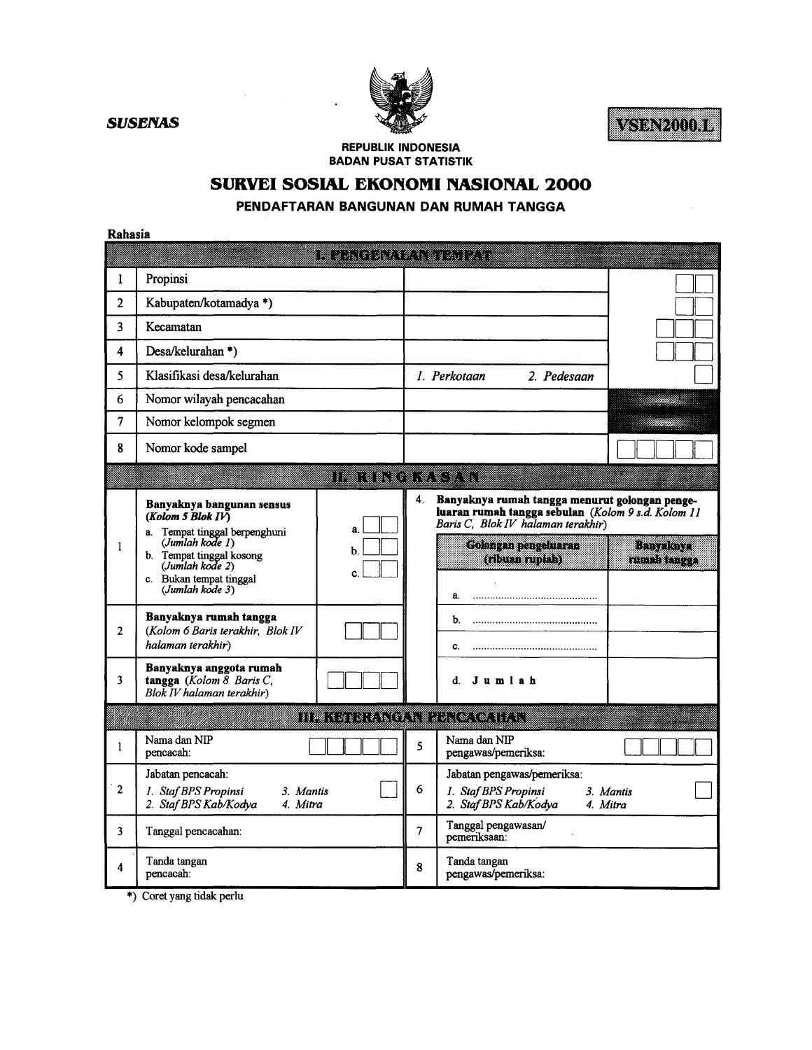*SUSENAS*

**VSEN2000.L**

REPUBLIK INDONESIA
BADAN PUSAT STATISTIK

# SURVEI SOSIAL EKONOMI NASIONAL 2000

## PENDAFTARAN BANGUNAN DAN RUMAH TANGGA

**Rahasia**

| I. PENGENALAN TEMPAT | | | |
|---|---|---|---|
| 1 | Propinsi | | ☐☐ |
| 2 | Kabupaten/kotamadya *) | | ☐☐ |
| 3 | Kecamatan | | ☐☐☐ |
| 4 | Desa/kelurahan *) | | ☐☐☐ |
| 5 | Klasifikasi desa/kelurahan | *1. Perkotaan 2. Pedesaan* | ☐ |
| 6 | Nomor wilayah pencacahan | | |
| 7 | Nomor kelompok segmen | | |
| 8 | Nomor kode sampel | | ☐☐☐☐☐ |

| II. RINGKASAN | | |
|---|---|---|
| 1 | **Banyaknya bangunan sensus** (*Kolom 5 Blok IV*)<br>a. Tempat tinggal berpenghuni (*Jumlah kode 1*)<br>b. Tempat tinggal kosong (*Jumlah kode 2*)<br>c. Bukan tempat tinggal (*Jumlah kode 3*) | a. ☐☐<br>b. ☐☐<br>c. ☐☐ |
| 2 | **Banyaknya rumah tangga** (*Kolom 6 Baris terakhir, Blok IV halaman terakhir*) | ☐☐☐ |
| 3 | **Banyaknya anggota rumah tangga** (*Kolom 8 Baris C, Blok IV halaman terakhir*) | ☐☐☐☐ |

4. **Banyaknya rumah tangga menurut golongan pengeluaran rumah tangga sebulan** (*Kolom 9 s.d. Kolom 11 Baris C, Blok IV halaman terakhir*)

| Golongan pengeluaran (ribuan rupiah) | Banyaknya rumah tangga |
|---|---|
| a. .......................................... | |
| b. .......................................... | |
| c. .......................................... | |
| d. **Jumlah** | |

| III. KETERANGAN PENCACAHAN | | | | | |
|---|---|---|---|---|---|
| 1 | Nama dan NIP pencacah: | ☐☐☐☐☐ | 5 | Nama dan NIP pengawas/pemeriksa: | ☐☐☐☐☐ |
| 2 | Jabatan pencacah:<br>*1. Staf BPS Propinsi 3. Mantis*<br>*2. Staf BPS Kab/Kodya 4. Mitra* | ☐ | 6 | Jabatan pengawas/pemeriksa:<br>*1. Staf BPS Propinsi 3. Mantis*<br>*2. Staf BPS Kab/Kodya 4. Mitra* | ☐ |
| 3 | Tanggal pencacahan: | | 7 | Tanggal pengawasan/ pemeriksaan: | |
| 4 | Tanda tangan pencacah: | | 8 | Tanda tangan pengawas/pemeriksa: | |

*) Coret yang tidak perlu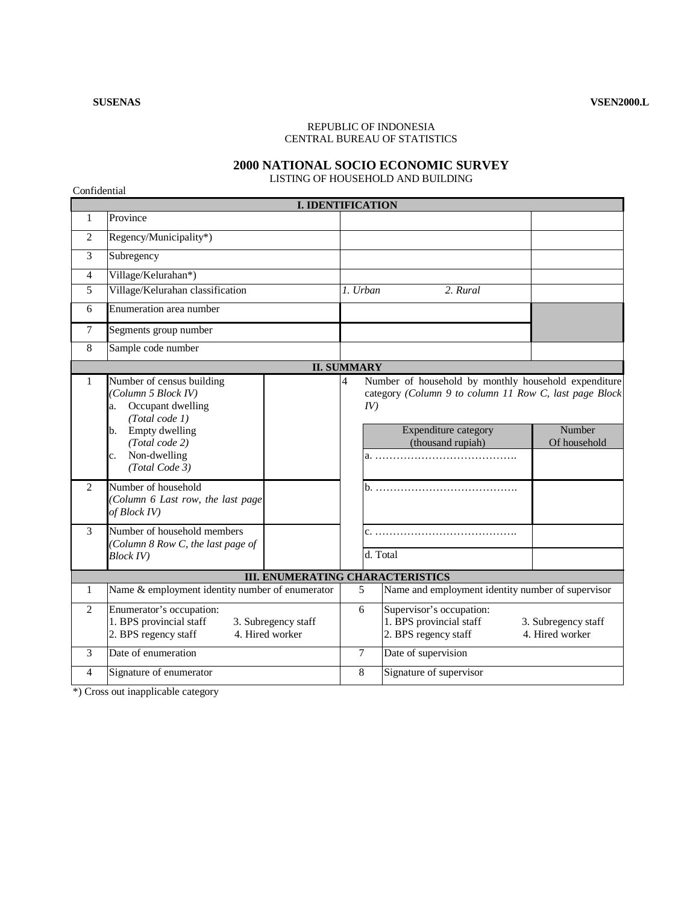**SUSENAS** **VSEN2000.L**

REPUBLIC OF INDONESIA
CENTRAL BUREAU OF STATISTICS

## 2000 NATIONAL SOCIO ECONOMIC SURVEY

LISTING OF HOUSEHOLD AND BUILDING

Confidential

| I. IDENTIFICATION | | | |
|---|---|---|---|
| 1 | Province | | |
| 2 | Regency/Municipality*) | | |
| 3 | Subregency | | |
| 4 | Village/Kelurahan*) | | |
| 5 | Village/Kelurahan classification | *1. Urban* *2. Rural* | |
| 6 | Enumeration area number | | |
| 7 | Segments group number | | |
| 8 | Sample code number | | |

| II. SUMMARY | | | | | |
|---|---|---|---|---|---|
| 1 | Number of census building *(Column 5 Block IV)*<br>a. Occupant dwelling *(Total code 1)*<br>b. Empty dwelling *(Total code 2)*<br>c. Non-dwelling *(Total Code 3)* | | 4 | Number of household by monthly household expenditure category *(Column 9 to column 11 Row C, last page Block IV)* | |
| | | | | Expenditure category (thousand rupiah) | Number Of household |
| | | | | a. ………………………………… | |
| 2 | Number of household *(Column 6 Last row, the last page of Block IV)* | | | b. ………………………………… | |
| 3 | Number of household members *(Column 8 Row C, the last page of Block IV)* | | | c. ………………………………… | |
| | | | | d. Total | |

| III. ENUMERATING CHARACTERISTICS | | | |
|---|---|---|---|
| 1 | Name & employment identity number of enumerator | 5 | Name and employment identity number of supervisor |
| 2 | Enumerator's occupation:<br>1. BPS provincial staff 3. Subregency staff<br>2. BPS regency staff 4. Hired worker | 6 | Supervisor's occupation:<br>1. BPS provincial staff 3. Subregency staff<br>2. BPS regency staff 4. Hired worker |
| 3 | Date of enumeration | 7 | Date of supervision |
| 4 | Signature of enumerator | 8 | Signature of supervisor |

*) Cross out inapplicable category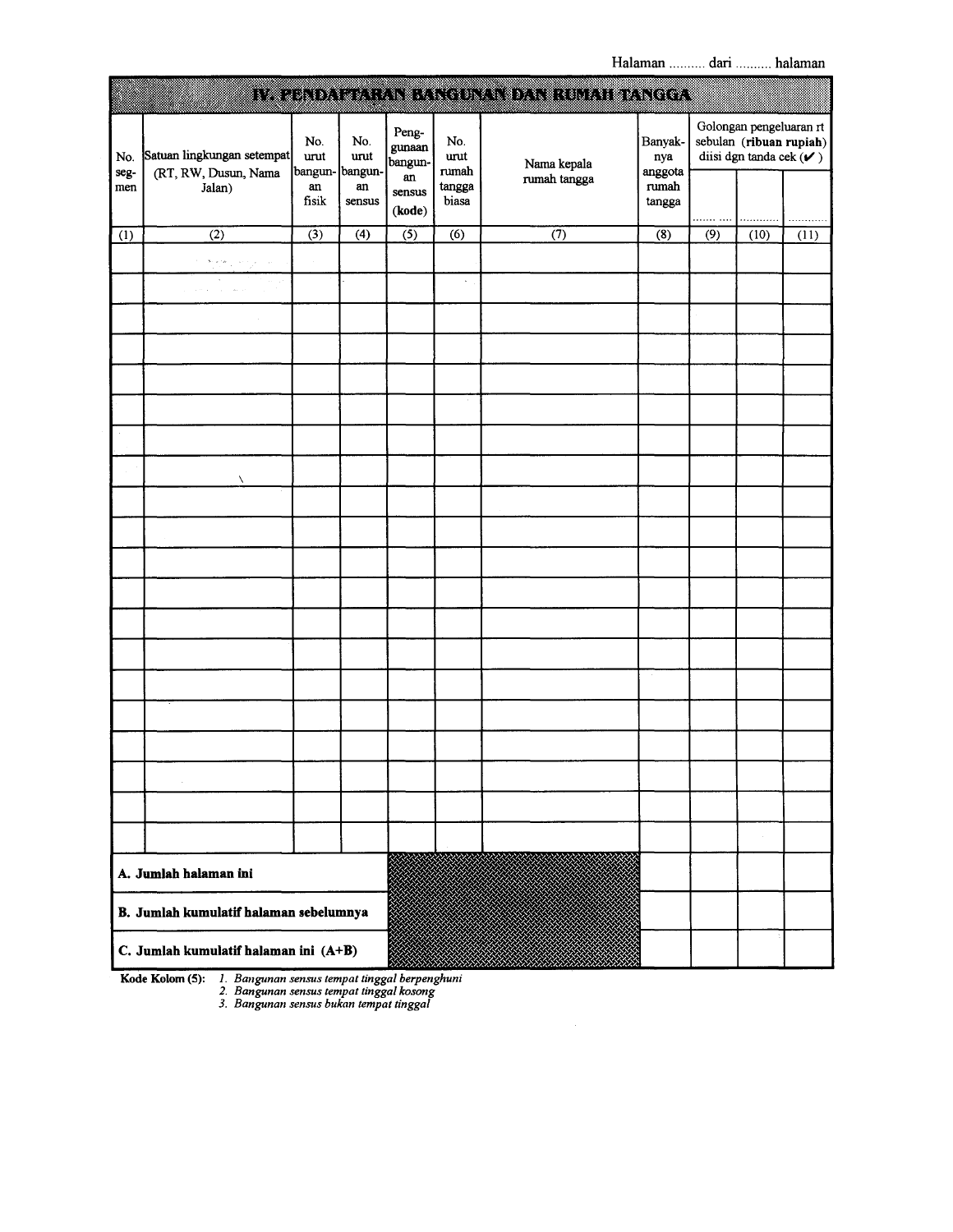Halaman .......... dari .......... halaman

## IV. PENDAFTARAN BANGUNAN DAN RUMAH TANGGA

| No. seg-men | Satuan lingkungan setempat (RT, RW, Dusun, Nama Jalan) | No. urut bangun-an fisik | No. urut bangun-an sensus | Peng-gunaan bangun-an sensus (kode) | No. urut rumah tangga biasa | Nama kepala rumah tangga | Banyak-nya anggota rumah tangga | Golongan pengeluaran rt sebulan (**ribuan rupiah**) diisi dgn tanda cek (✔) | | |
|---|---|---|---|---|---|---|---|---|---|---|
| | | | | | | | | ....... .... | ........... | ........... |
| (1) | (2) | (3) | (4) | (5) | (6) | (7) | (8) | (9) | (10) | (11) |
| | | | | | | | | | | |
| | | | | | | | | | | |
| | | | | | | | | | | |
| | | | | | | | | | | |
| | | | | | | | | | | |
| | | | | | | | | | | |
| | | | | | | | | | | |
| | | | | | | | | | | |
| | | | | | | | | | | |
| | | | | | | | | | | |
| | | | | | | | | | | |
| | | | | | | | | | | |
| | | | | | | | | | | |
| | | | | | | | | | | |
| | | | | | | | | | | |
| | | | | | | | | | | |
| | | | | | | | | | | |
| | | | | | | | | | | |
| | | | | | | | | | | |
| | | | | | | | | | | |
| **A. Jumlah halaman ini** | | | | | | | | | | |
| **B. Jumlah kumulatif halaman sebelumnya** | | | | | | | | | | |
| **C. Jumlah kumulatif halaman ini (A+B)** | | | | | | | | | | |

**Kode Kolom (5):**
1. *Bangunan sensus tempat tinggal berpenghuni*
2. *Bangunan sensus tempat tinggal kosong*
3. *Bangunan sensus bukan tempat tinggal*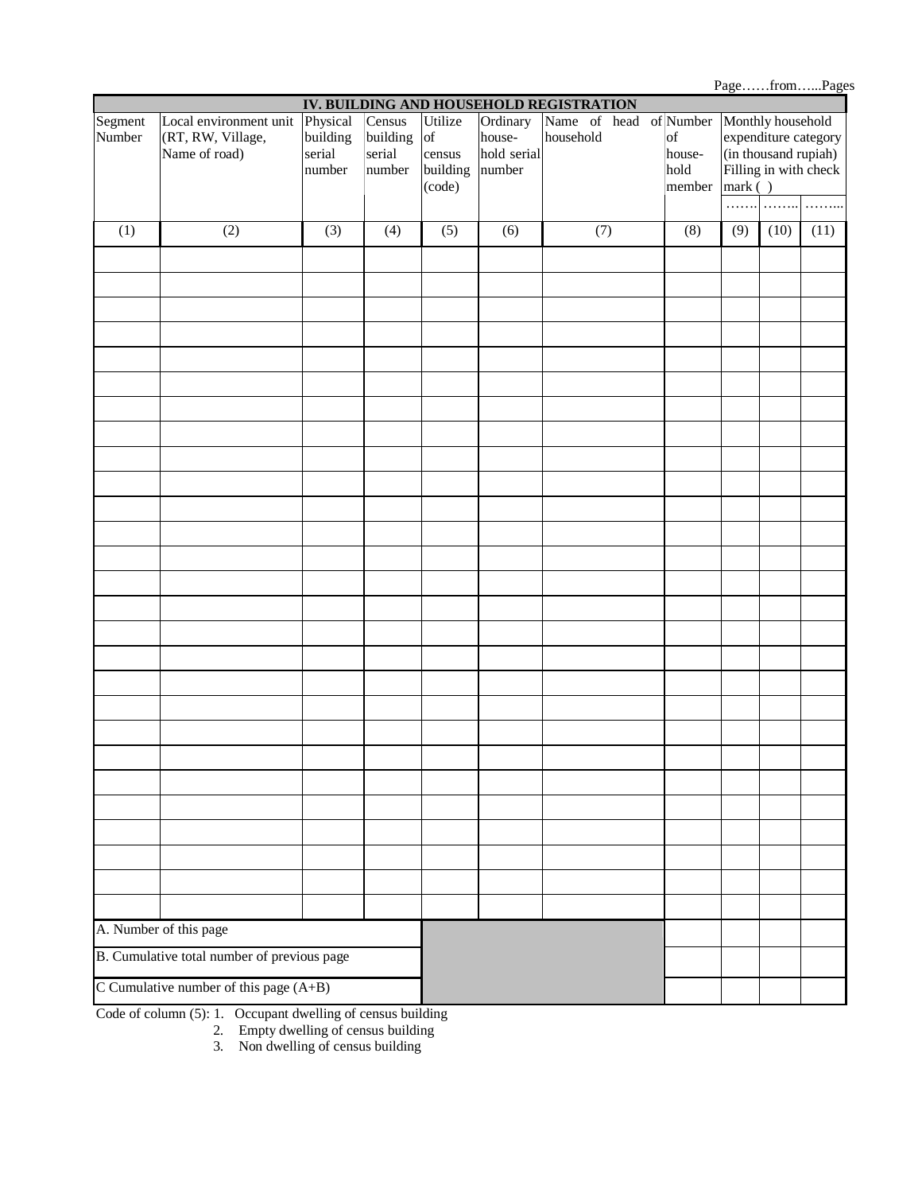Page……from…...Pages

## IV. BUILDING AND HOUSEHOLD REGISTRATION

| Segment Number | Local environment unit (RT, RW, Village, Name of road) | Physical building serial number | Census building serial number | Utilize of census building (code) | Ordinary house-hold serial number | Name of head of household | Number of house-hold member | Monthly household expenditure category (in thousand rupiah) Filling in with check mark ( ) | | |
|---|---|---|---|---|---|---|---|---|---|---|
| | | | | | | | | ……. | …….. | …….. |
| (1) | (2) | (3) | (4) | (5) | (6) | (7) | (8) | (9) | (10) | (11) |
| | | | | | | | | | | |
| | | | | | | | | | | |
| | | | | | | | | | | |
| | | | | | | | | | | |
| | | | | | | | | | | |
| | | | | | | | | | | |
| | | | | | | | | | | |
| | | | | | | | | | | |
| | | | | | | | | | | |
| | | | | | | | | | | |
| | | | | | | | | | | |
| | | | | | | | | | | |
| | | | | | | | | | | |
| | | | | | | | | | | |
| | | | | | | | | | | |
| | | | | | | | | | | |
| | | | | | | | | | | |
| | | | | | | | | | | |
| | | | | | | | | | | |
| | | | | | | | | | | |
| | | | | | | | | | | |
| | | | | | | | | | | |
| | | | | | | | | | | |
| | | | | | | | | | | |
| | | | | | | | | | | |
| | | | | | | | | | | |
| | | | | | | | | | | |
| A. Number of this page | | | | | | | | | | |
| B. Cumulative total number of previous page | | | | | | | | | | |
| C Cumulative number of this page (A+B) | | | | | | | | | | |

Code of column (5):
1. Occupant dwelling of census building
2. Empty dwelling of census building
3. Non dwelling of census building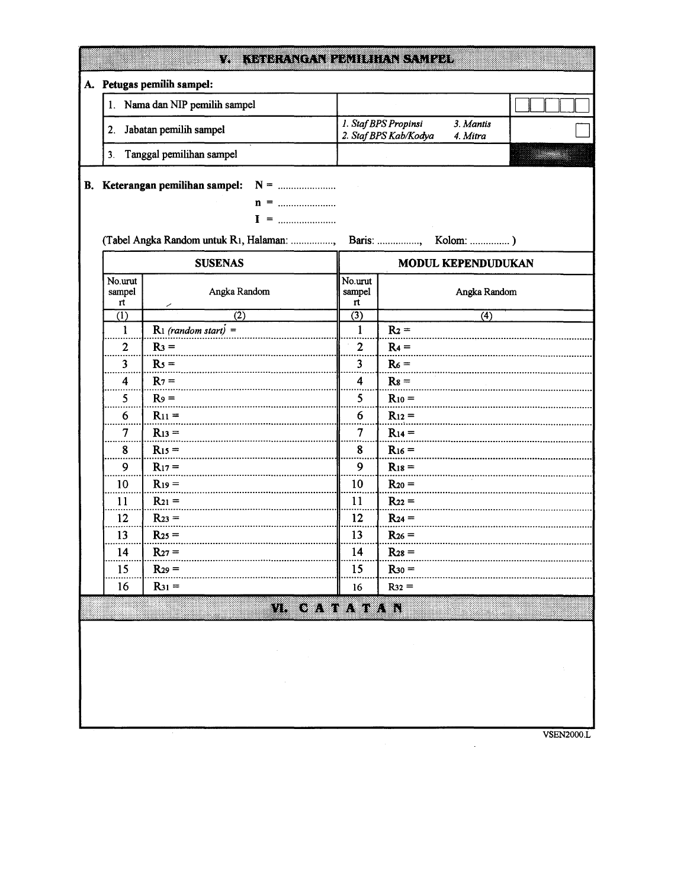## V. KETERANGAN PEMILIHAN SAMPEL

**A. Petugas pemilih sampel:**

| | | |
|---|---|---|
| 1. Nama dan NIP pemilih sampel | | ☐☐☐☐☐ |
| 2. Jabatan pemilih sampel | *1. Staf BPS Propinsi* *3. Mantis* *2. Staf BPS Kab/Kodya* *4. Mitra* | ☐ |
| 3. Tanggal pemilihan sampel | | |

**B. Keterangan pemilihan sampel:** N = ......................

n = ......................

I = ......................

(Tabel Angka Random untuk $R_1$, Halaman: ................, Baris: ................, Kolom: ............... )

| SUSENAS | | MODUL KEPENDUDUKAN | |
|---|---|---|---|
| No.urut sampel rt | Angka Random | No.urut sampel rt | Angka Random |
| (1) | (2) | (3) | (4) |
| 1 | $R_1$ *(random start)* = | 1 | $R_2$ = |
| 2 | $R_3$ = | 2 | $R_4$ = |
| 3 | $R_5$ = | 3 | $R_6$ = |
| 4 | $R_7$ = | 4 | $R_8$ = |
| 5 | $R_9$ = | 5 | $R_{10}$ = |
| 6 | $R_{11}$ = | 6 | $R_{12}$ = |
| 7 | $R_{13}$ = | 7 | $R_{14}$ = |
| 8 | $R_{15}$ = | 8 | $R_{16}$ = |
| 9 | $R_{17}$ = | 9 | $R_{18}$ = |
| 10 | $R_{19}$ = | 10 | $R_{20}$ = |
| 11 | $R_{21}$ = | 11 | $R_{22}$ = |
| 12 | $R_{23}$ = | 12 | $R_{24}$ = |
| 13 | $R_{25}$ = | 13 | $R_{26}$ = |
| 14 | $R_{27}$ = | 14 | $R_{28}$ = |
| 15 | $R_{29}$ = | 15 | $R_{30}$ = |
| 16 | $R_{31}$ = | 16 | $R_{32}$ = |

## VI. C A T A T A N

VSEN2000.L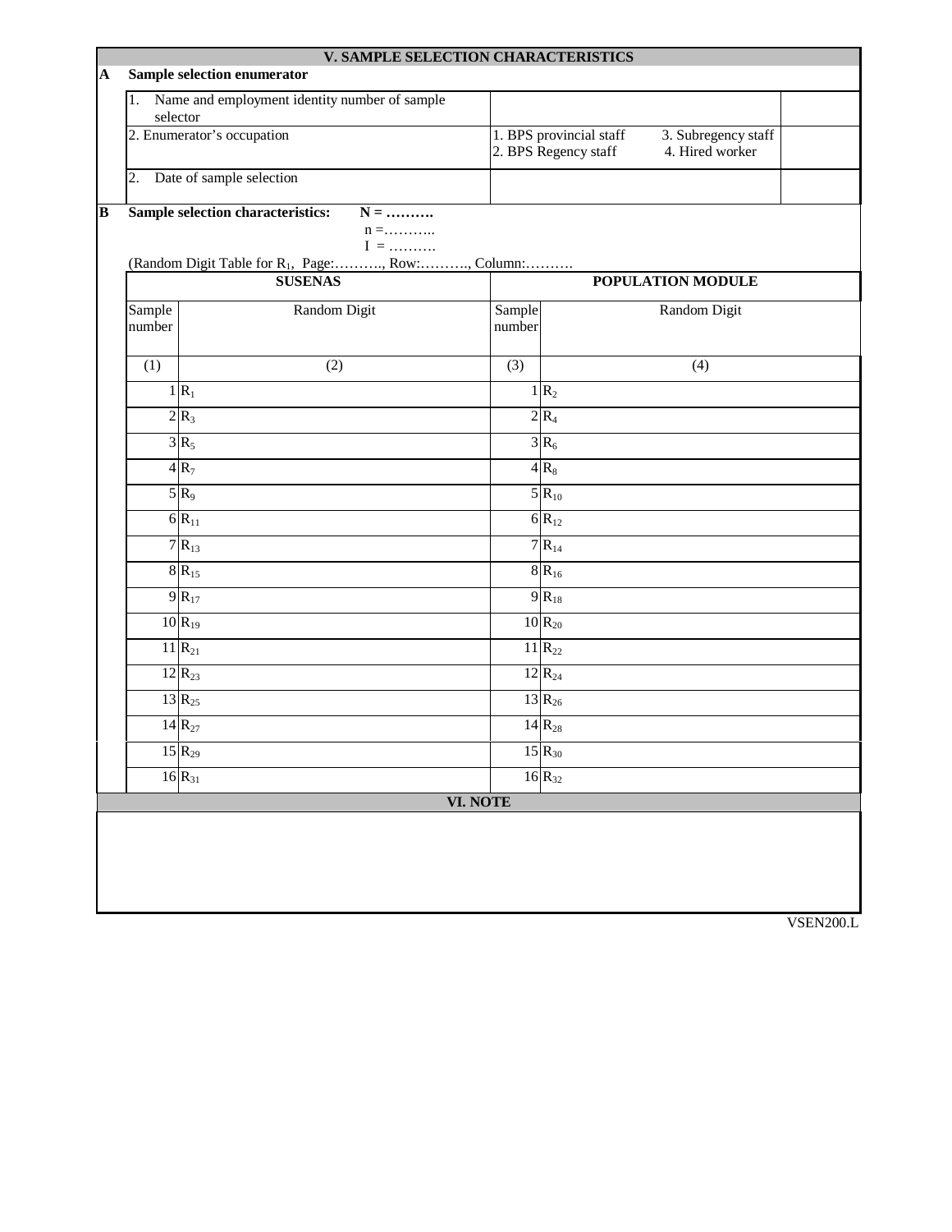## V. SAMPLE SELECTION CHARACTERISTICS

**A** **Sample selection enumerator**

| | | |
|---|---|---|
| 1. Name and employment identity number of sample selector | | |
| 2. Enumerator's occupation | 1. BPS provincial staff 3. Subregency staff<br>2. BPS Regency staff 4. Hired worker | |
| 2. Date of sample selection | | |

**B** **Sample selection characteristics:** **N = ……….**

n =………..

I = ……….

(Random Digit Table for $R_1$, Page:………., Row:………., Column:……….

| SUSENAS | | POPULATION MODULE | |
|---|---|---|---|
| Sample number | Random Digit | Sample number | Random Digit |
| (1) | (2) | (3) | (4) |
| 1 | $R_1$ | 1 | $R_2$ |
| 2 | $R_3$ | 2 | $R_4$ |
| 3 | $R_5$ | 3 | $R_6$ |
| 4 | $R_7$ | 4 | $R_8$ |
| 5 | $R_9$ | 5 | $R_{10}$ |
| 6 | $R_{11}$ | 6 | $R_{12}$ |
| 7 | $R_{13}$ | 7 | $R_{14}$ |
| 8 | $R_{15}$ | 8 | $R_{16}$ |
| 9 | $R_{17}$ | 9 | $R_{18}$ |
| 10 | $R_{19}$ | 10 | $R_{20}$ |
| 11 | $R_{21}$ | 11 | $R_{22}$ |
| 12 | $R_{23}$ | 12 | $R_{24}$ |
| 13 | $R_{25}$ | 13 | $R_{26}$ |
| 14 | $R_{27}$ | 14 | $R_{28}$ |
| 15 | $R_{29}$ | 15 | $R_{30}$ |
| 16 | $R_{31}$ | 16 | $R_{32}$ |

## VI. NOTE

VSEN200.L